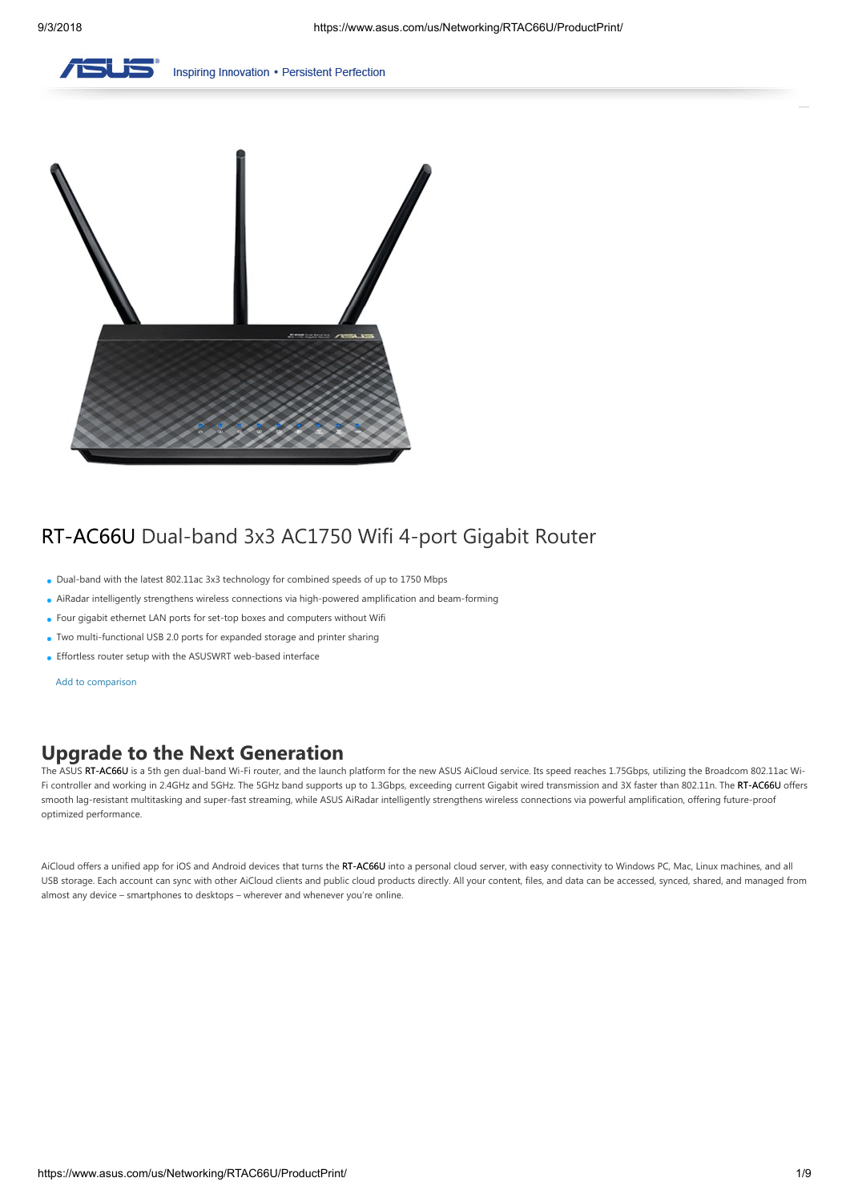# RT-AC66U Dual-band 3x3 AC1750 Wifi 4-port Gigabit Router

- Dual-band with the latest 802.11ac 3x3 technology for combined speeds of up to 1750 Mbps
- AiRadar intelligently strengthens wireless connections via high-powered amplification and beam-forming
- Four gigabit ethernet LAN ports for set-top boxes and computers without Wifi
- Two multi-functional USB 2.0 ports for expanded storage and printer sharing
- Effortless router setup with the ASUSWRT web-based interface

Add to comparison

## Upgrade to the Next Generation

The ASUS RT-AC66U is a 5th gen dual-band Wi-Fi router, and the launch platform for the new ASUS AiCloud service. Its speed reaches 1.75Gbps, utilizing the Broadcom 802.11ac Wi-Fi controller and working in 2.4GHz and 5GHz. The 5GHz band supports up to 1.3Gbps, exceeding current Gigabit wired transmission and 3X faster than 802.11n. The RT-AC66U offers smooth lag-resistant multitasking and super-fast streaming, while ASUS AiRadar intelligently strengthens wireless connections via powerful amplification, offering future-proof optimized performance.

AiCloud offers a unified app for iOS and Android devices that turns the RT-AC66U into a personal cloud server, with easy connectivity to Windows PC, Mac, Linux machines, and all USB storage. Each account can sync with other AiCloud clients and public cloud products directly. All your content, files, and data can be accessed, synced, shared, and managed from almost any device – smartphones to desktops – wherever and whenever you're online.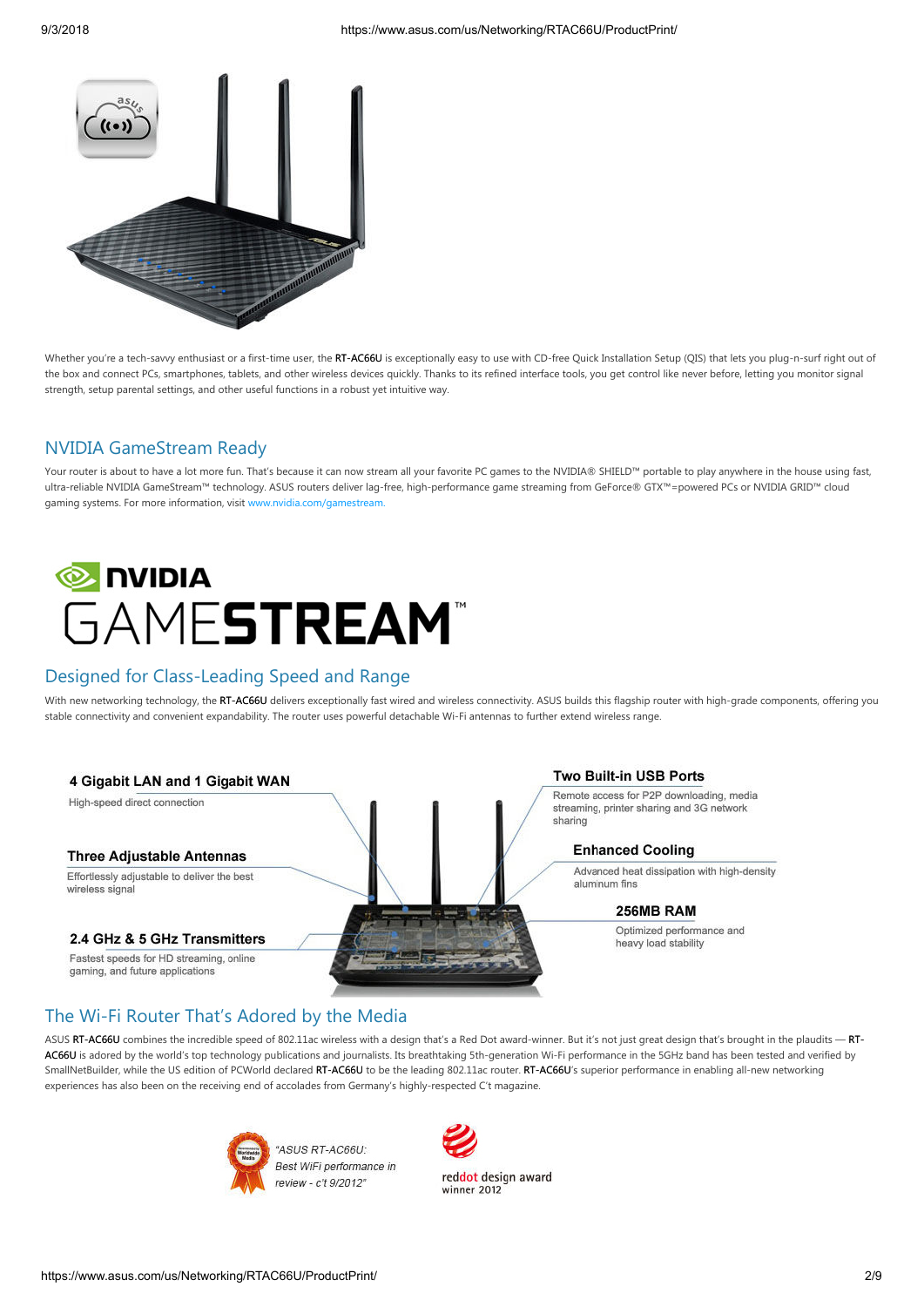Whether you're a tech-savvy enthusiast or a first-time user, the **RT-AC66U** is exceptionally easy to use with CD-free Quick Installation Setup (QIS) that lets you plug-n-surf right out of the box and connect PCs, smartphones, tablets, and other wireless devices quickly. Thanks to its refined interface tools, you get control like never before, letting you monitor signal strength, setup parental settings, and other useful functions in a robust yet intuitive way.

## NVIDIA GameStream Ready

Your router is about to have a lot more fun. That's because it can now stream all your favorite PC games to the NVIDIA® SHIELD™ portable to play anywhere in the house using fast, ultra-reliable NVIDIA GameStream™ technology. ASUS routers deliver lag-free, high-performance game streaming from GeForce® GTX™=powered PCs or NVIDIA GRID™ cloud gaming systems. For more information, visit www.nvidia.com/gamestream.

NVIDIA GAMESTREAM™

## Designed for Class-Leading Speed and Range

With new networking technology, the **RT-AC66U** delivers exceptionally fast wired and wireless connectivity. ASUS builds this flagship router with high-grade components, offering you stable connectivity and convenient expandability. The router uses powerful detachable Wi-Fi antennas to further extend wireless range.

**4 Gigabit LAN and 1 Gigabit WAN**
High-speed direct connection

**Three Adjustable Antennas**
Effortlessly adjustable to deliver the best wireless signal

**2.4 GHz & 5 GHz Transmitters**
Fastest speeds for HD streaming, online gaming, and future applications

**Two Built-in USB Ports**
Remote access for P2P downloading, media streaming, printer sharing and 3G network sharing

**Enhanced Cooling**
Advanced heat dissipation with high-density aluminum fins

**256MB RAM**
Optimized performance and heavy load stability

## The Wi-Fi Router That's Adored by the Media

ASUS **RT-AC66U** combines the incredible speed of 802.11ac wireless with a design that's a Red Dot award-winner. But it's not just great design that's brought in the plaudits — **RT-AC66U** is adored by the world's top technology publications and journalists. Its breathtaking 5th-generation Wi-Fi performance in the 5GHz band has been tested and verified by SmallNetBuilder, while the US edition of PCWorld declared **RT-AC66U** to be the leading 802.11ac router. **RT-AC66U**'s superior performance in enabling all-new networking experiences has also been on the receiving end of accolades from Germany's highly-respected C't magazine.

*"ASUS RT-AC66U: Best WiFi performance in review - c't 9/2012"*

reddot design award winner 2012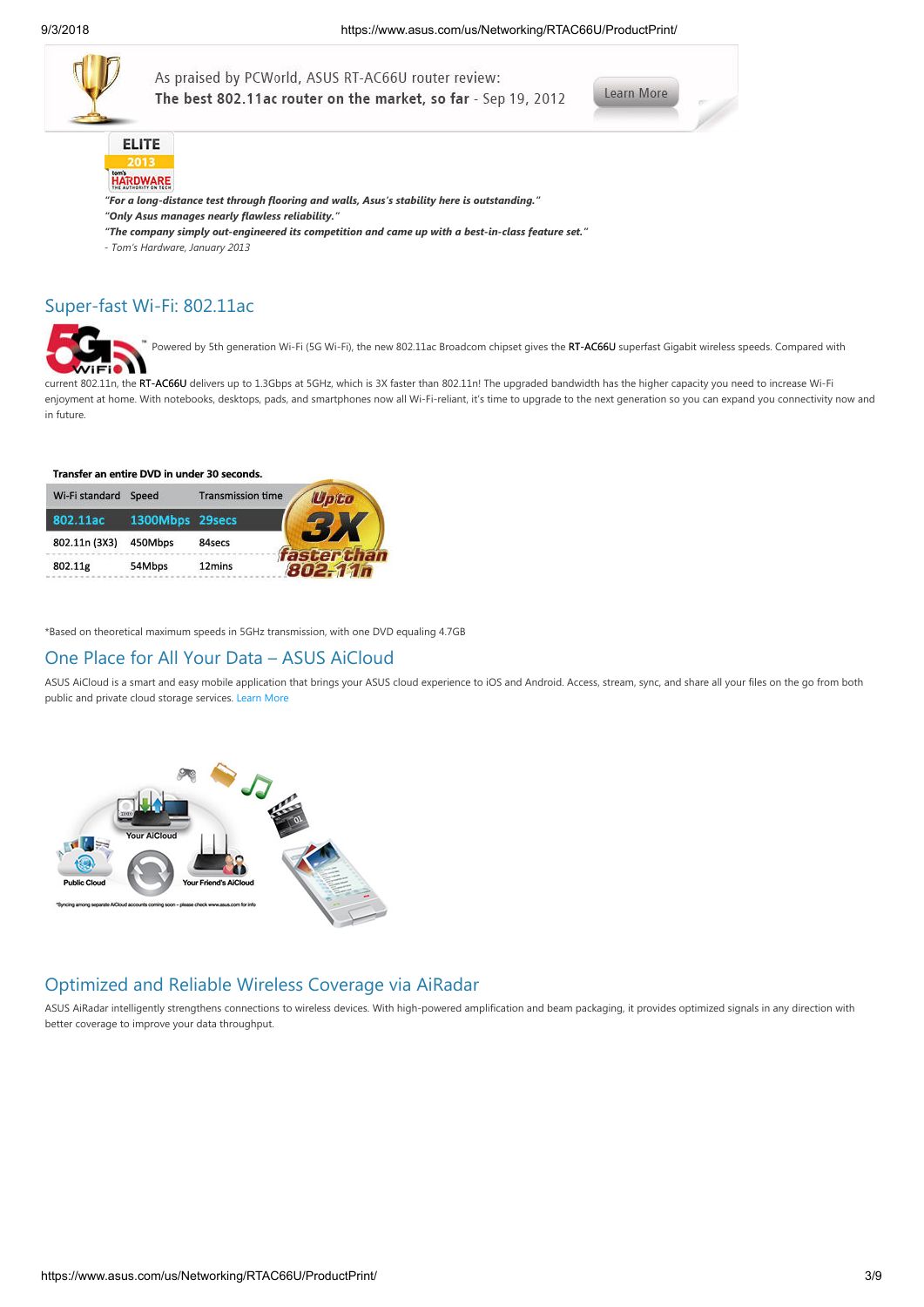As praised by PCWorld, ASUS RT-AC66U router review:
**The best 802.11ac router on the market, so far** - Sep 19, 2012

Learn More

ELITE 2013 tom's HARDWARE

*"For a long-distance test through flooring and walls, Asus's stability here is outstanding."*
*"Only Asus manages nearly flawless reliability."*
*"The company simply out-engineered its competition and came up with a best-in-class feature set."*
*- Tom's Hardware, January 2013*

## Super-fast Wi-Fi: 802.11ac

Powered by 5th generation Wi-Fi (5G Wi-Fi), the new 802.11ac Broadcom chipset gives the RT-AC66U superfast Gigabit wireless speeds. Compared with current 802.11n, the RT-AC66U delivers up to 1.3Gbps at 5GHz, which is 3X faster than 802.11n! The upgraded bandwidth has the higher capacity you need to increase Wi-Fi enjoyment at home. With notebooks, desktops, pads, and smartphones now all Wi-Fi-reliant, it's time to upgrade to the next generation so you can expand you connectivity now and in future.

**Transfer an entire DVD in under 30 seconds.**

| Wi-Fi standard | Speed | Transmission time |
|---|---|---|
| 802.11ac | 1300Mbps | 29secs |
| 802.11n (3X3) | 450Mbps | 84secs |
| 802.11g | 54Mbps | 12mins |

Up to 3X faster than 802.11n

*Based on theoretical maximum speeds in 5GHz transmission, with one DVD equaling 4.7GB

## One Place for All Your Data – ASUS AiCloud

ASUS AiCloud is a smart and easy mobile application that brings your ASUS cloud experience to iOS and Android. Access, stream, sync, and share all your files on the go from both public and private cloud storage services. Learn More

Your AiCloud
Public Cloud
Your Friend's AiCloud
*Syncing among separate AiCloud accounts coming soon – please check www.asus.com for info

## Optimized and Reliable Wireless Coverage via AiRadar

ASUS AiRadar intelligently strengthens connections to wireless devices. With high-powered amplification and beam packaging, it provides optimized signals in any direction with better coverage to improve your data throughput.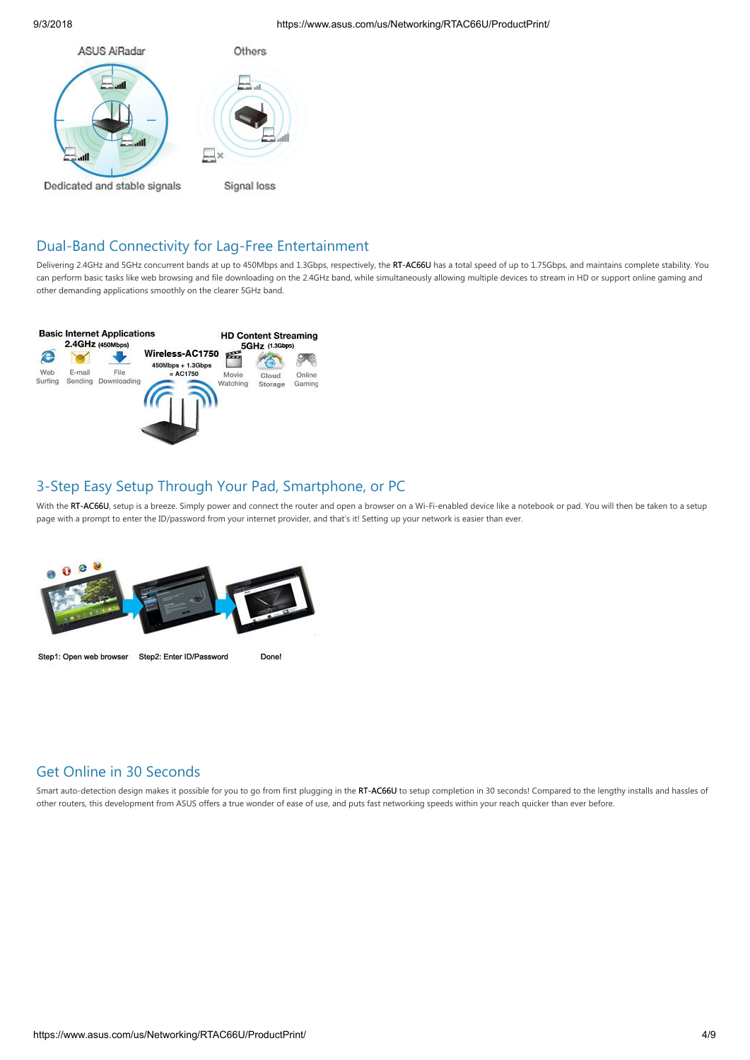## Dual-Band Connectivity for Lag-Free Entertainment

Delivering 2.4GHz and 5GHz concurrent bands at up to 450Mbps and 1.3Gbps, respectively, the RT-AC66U has a total speed of up to 1.75Gbps, and maintains complete stability. You can perform basic tasks like web browsing and file downloading on the 2.4GHz band, while simultaneously allowing multiple devices to stream in HD or support online gaming and other demanding applications smoothly on the clearer 5GHz band.

## 3-Step Easy Setup Through Your Pad, Smartphone, or PC

With the RT-AC66U, setup is a breeze. Simply power and connect the router and open a browser on a Wi-Fi-enabled device like a notebook or pad. You will then be taken to a setup page with a prompt to enter the ID/password from your internet provider, and that's it! Setting up your network is easier than ever.

## Get Online in 30 Seconds

Smart auto-detection design makes it possible for you to go from first plugging in the RT-AC66U to setup completion in 30 seconds! Compared to the lengthy installs and hassles of other routers, this development from ASUS offers a true wonder of ease of use, and puts fast networking speeds within your reach quicker than ever before.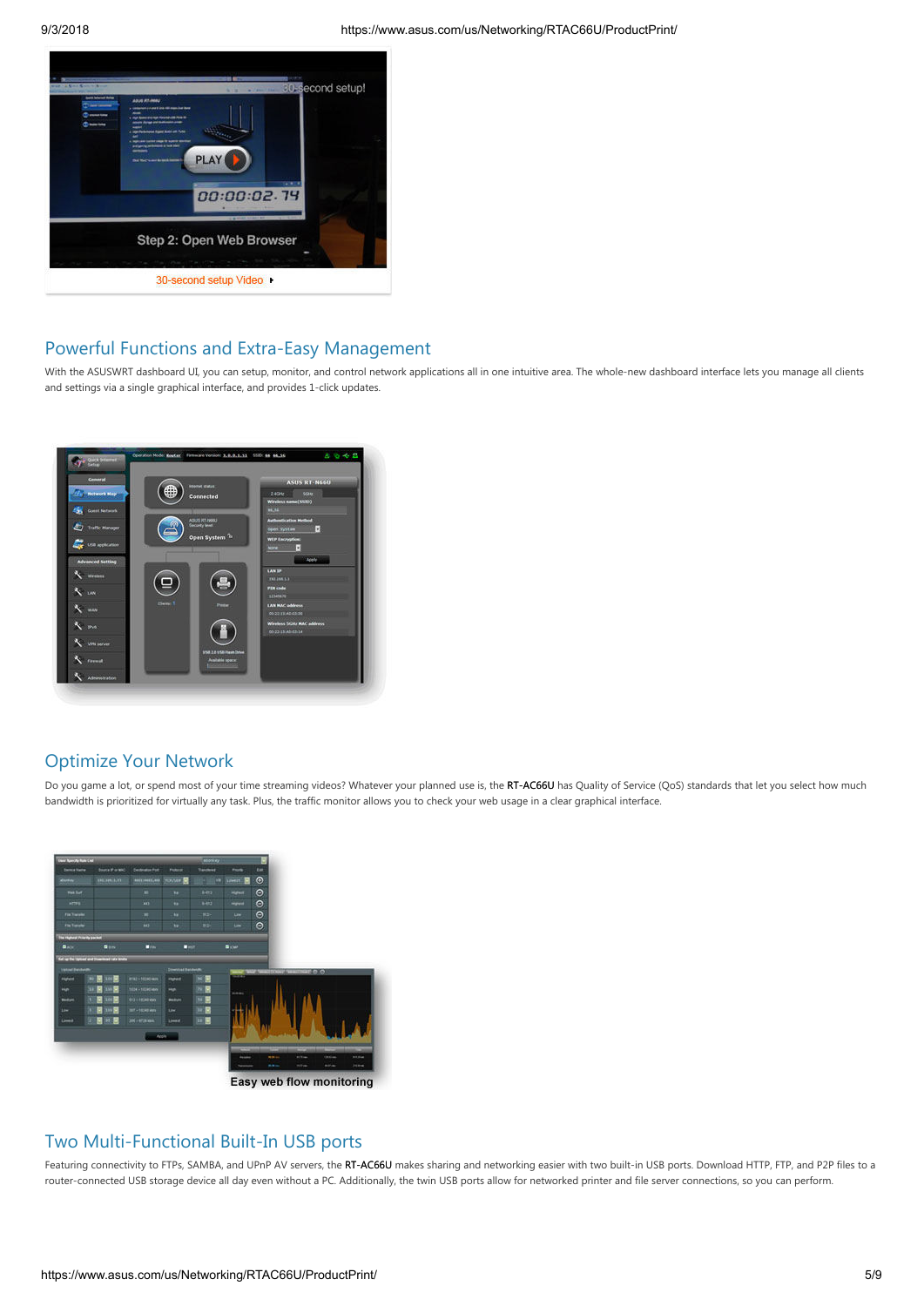30-second setup Video

## Powerful Functions and Extra-Easy Management

With the ASUSWRT dashboard UI, you can setup, monitor, and control network applications all in one intuitive area. The whole-new dashboard interface lets you manage all clients and settings via a single graphical interface, and provides 1-click updates.

## Optimize Your Network

Do you game a lot, or spend most of your time streaming videos? Whatever your planned use is, the RT-AC66U has Quality of Service (QoS) standards that let you select how much bandwidth is prioritized for virtually any task. Plus, the traffic monitor allows you to check your web usage in a clear graphical interface.

Easy web flow monitoring

## Two Multi-Functional Built-In USB ports

Featuring connectivity to FTPs, SAMBA, and UPnP AV servers, the RT-AC66U makes sharing and networking easier with two built-in USB ports. Download HTTP, FTP, and P2P files to a router-connected USB storage device all day even without a PC. Additionally, the twin USB ports allow for networked printer and file server connections, so you can perform.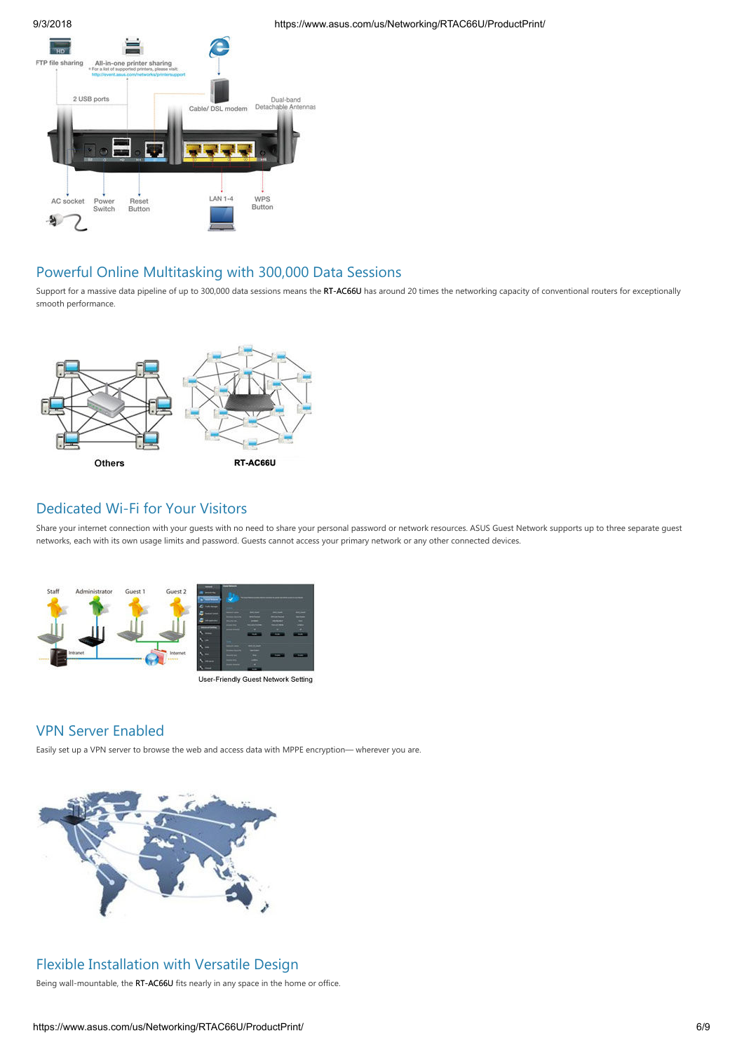## Powerful Online Multitasking with 300,000 Data Sessions

Support for a massive data pipeline of up to 300,000 data sessions means the **RT-AC66U** has around 20 times the networking capacity of conventional routers for exceptionally smooth performance.

## Dedicated Wi-Fi for Your Visitors

Share your internet connection with your guests with no need to share your personal password or network resources. ASUS Guest Network supports up to three separate guest networks, each with its own usage limits and password. Guests cannot access your primary network or any other connected devices.

## VPN Server Enabled

Easily set up a VPN server to browse the web and access data with MPPE encryption— wherever you are.

## Flexible Installation with Versatile Design

Being wall-mountable, the **RT-AC66U** fits nearly in any space in the home or office.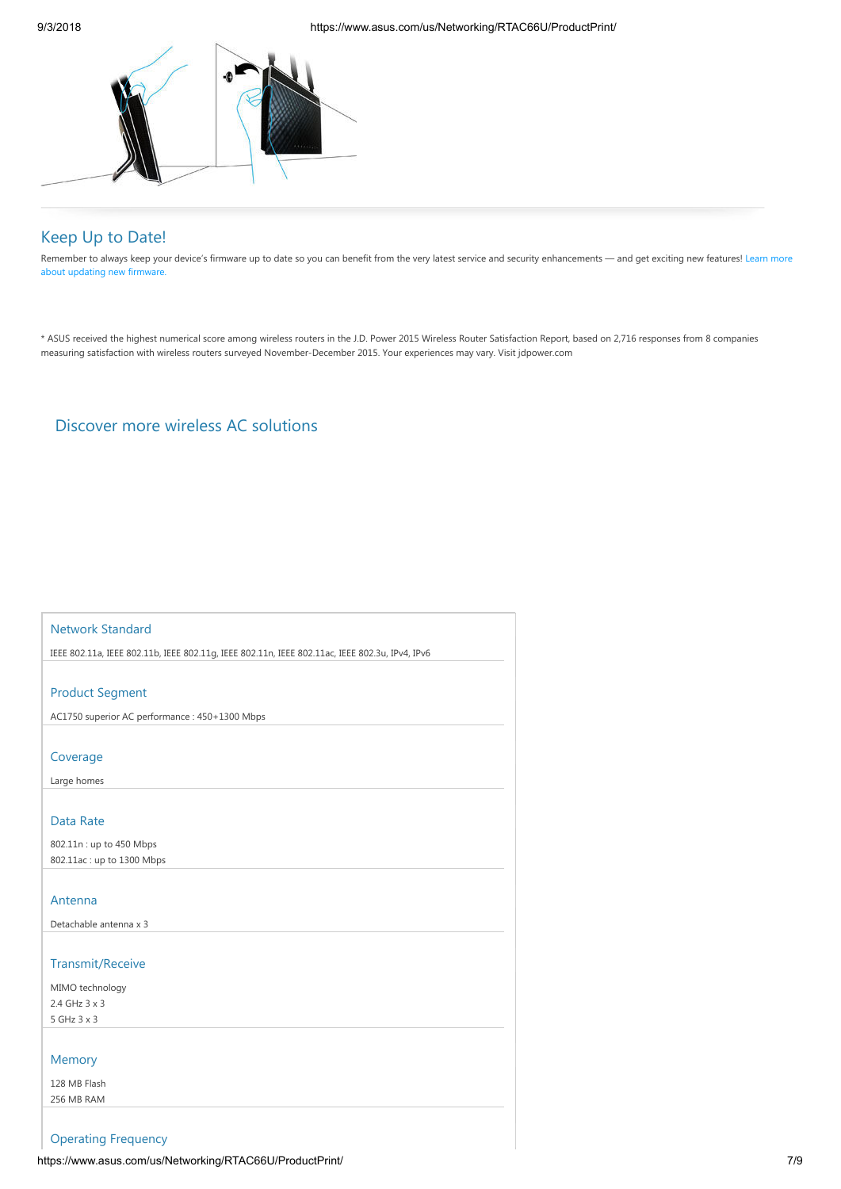## Keep Up to Date!

Remember to always keep your device's firmware up to date so you can benefit from the very latest service and security enhancements — and get exciting new features! Learn more about updating new firmware.

* ASUS received the highest numerical score among wireless routers in the J.D. Power 2015 Wireless Router Satisfaction Report, based on 2,716 responses from 8 companies measuring satisfaction with wireless routers surveyed November-December 2015. Your experiences may vary. Visit jdpower.com

## Discover more wireless AC solutions

### Network Standard

IEEE 802.11a, IEEE 802.11b, IEEE 802.11g, IEEE 802.11n, IEEE 802.11ac, IEEE 802.3u, IPv4, IPv6

### Product Segment

AC1750 superior AC performance : 450+1300 Mbps

### Coverage

Large homes

### Data Rate

802.11n : up to 450 Mbps
802.11ac : up to 1300 Mbps

### Antenna

Detachable antenna x 3

### Transmit/Receive

MIMO technology
2.4 GHz 3 x 3
5 GHz 3 x 3

### Memory

128 MB Flash
256 MB RAM

### Operating Frequency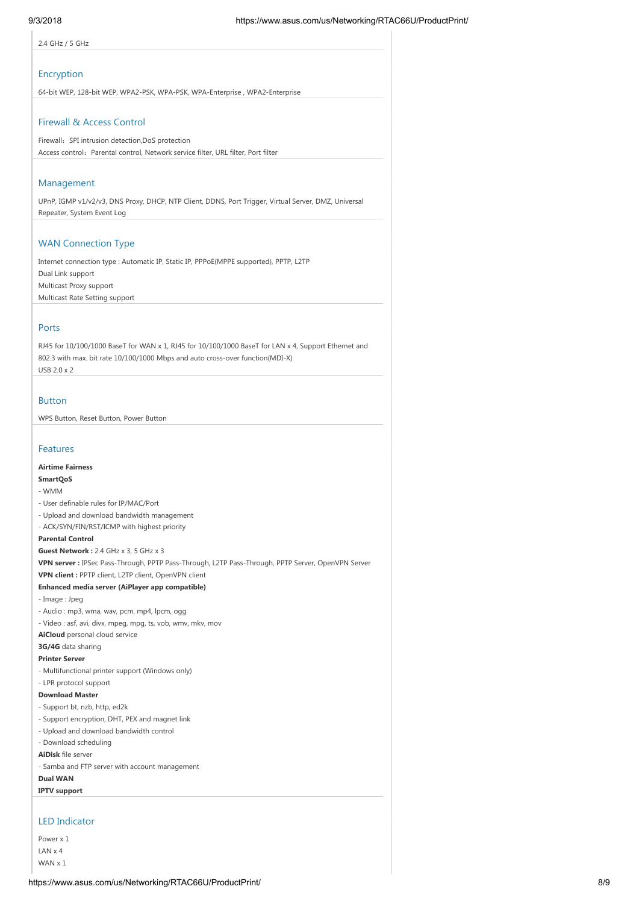2.4 GHz / 5 GHz

## Encryption

64-bit WEP, 128-bit WEP, WPA2-PSK, WPA-PSK, WPA-Enterprise , WPA2-Enterprise

## Firewall & Access Control

Firewall：SPI intrusion detection,DoS protection
Access control：Parental control, Network service filter, URL filter, Port filter

## Management

UPnP, IGMP v1/v2/v3, DNS Proxy, DHCP, NTP Client, DDNS, Port Trigger, Virtual Server, DMZ, Universal Repeater, System Event Log

## WAN Connection Type

Internet connection type : Automatic IP, Static IP, PPPoE(MPPE supported), PPTP, L2TP
Dual Link support
Multicast Proxy support
Multicast Rate Setting support

## Ports

RJ45 for 10/100/1000 BaseT for WAN x 1, RJ45 for 10/100/1000 BaseT for LAN x 4, Support Ethernet and 802.3 with max. bit rate 10/100/1000 Mbps and auto cross-over function(MDI-X)
USB 2.0 x 2

## Button

WPS Button, Reset Button, Power Button

## Features

**Airtime Fairness**
**SmartQoS**
- WMM
- User definable rules for IP/MAC/Port
- Upload and download bandwidth management
- ACK/SYN/FIN/RST/ICMP with highest priority

**Parental Control**
**Guest Network :** 2.4 GHz x 3, 5 GHz x 3
**VPN server :** IPSec Pass-Through, PPTP Pass-Through, L2TP Pass-Through, PPTP Server, OpenVPN Server
**VPN client :** PPTP client, L2TP client, OpenVPN client
**Enhanced media server (AiPlayer app compatible)**
- Image : Jpeg
- Audio : mp3, wma, wav, pcm, mp4, lpcm, ogg
- Video : asf, avi, divx, mpeg, mpg, ts, vob, wmv, mkv, mov

**AiCloud** personal cloud service
**3G/4G** data sharing
**Printer Server**
- Multifunctional printer support (Windows only)
- LPR protocol support

**Download Master**
- Support bt, nzb, http, ed2k
- Support encryption, DHT, PEX and magnet link
- Upload and download bandwidth control
- Download scheduling

**AiDisk** file server
- Samba and FTP server with account management

**Dual WAN**
**IPTV support**

## LED Indicator

Power x 1
LAN x 4
WAN x 1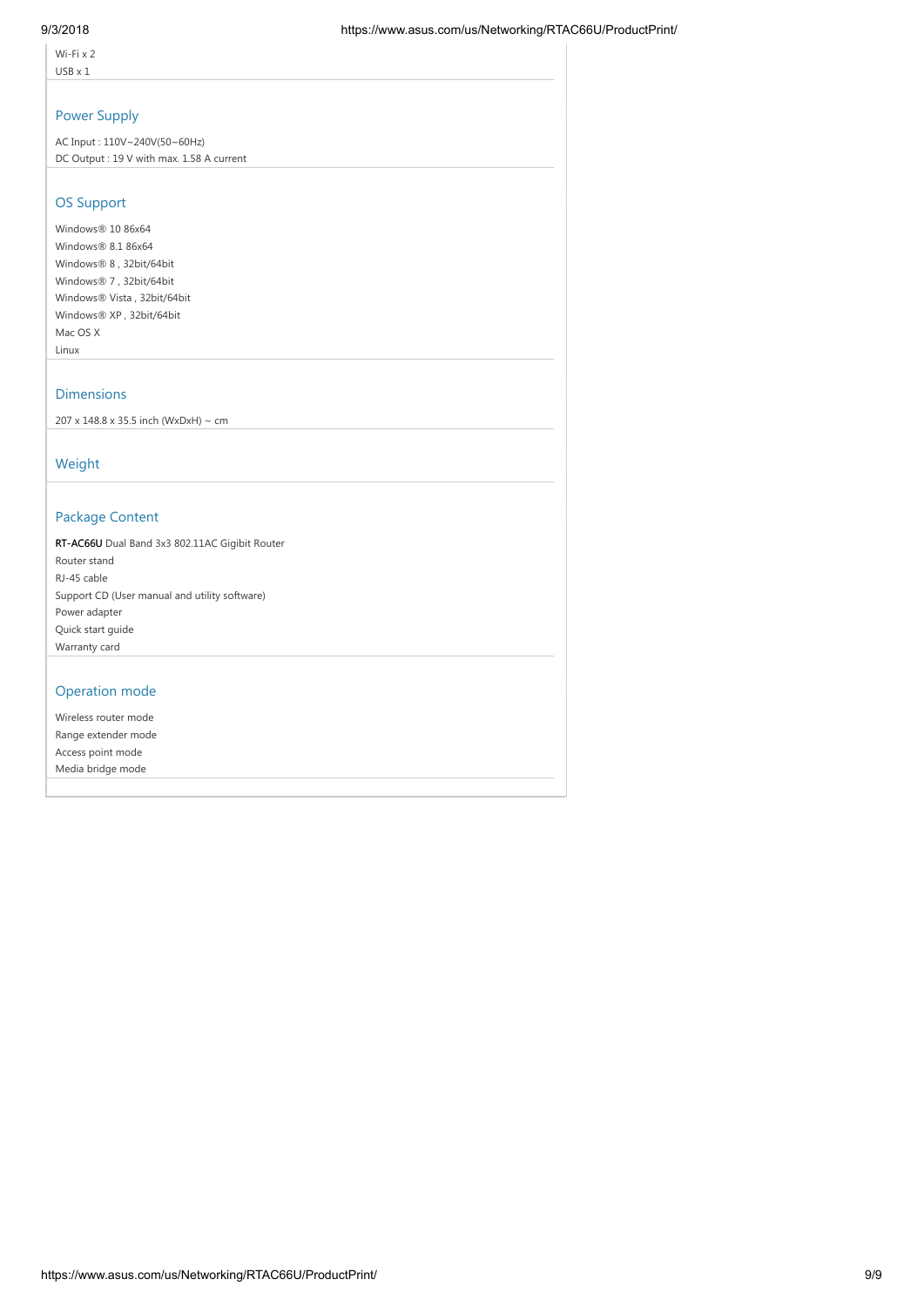Wi-Fi x 2
USB x 1

## Power Supply

AC Input : 110V~240V(50~60Hz)
DC Output : 19 V with max. 1.58 A current

## OS Support

Windows® 10 86x64
Windows® 8.1 86x64
Windows® 8 , 32bit/64bit
Windows® 7 , 32bit/64bit
Windows® Vista , 32bit/64bit
Windows® XP , 32bit/64bit
Mac OS X
Linux

## Dimensions

207 x 148.8 x 35.5 inch (WxDxH) ~ cm

## Weight

## Package Content

**RT-AC66U** Dual Band 3x3 802.11AC Gigibit Router
Router stand
RJ-45 cable
Support CD (User manual and utility software)
Power adapter
Quick start guide
Warranty card

## Operation mode

Wireless router mode
Range extender mode
Access point mode
Media bridge mode